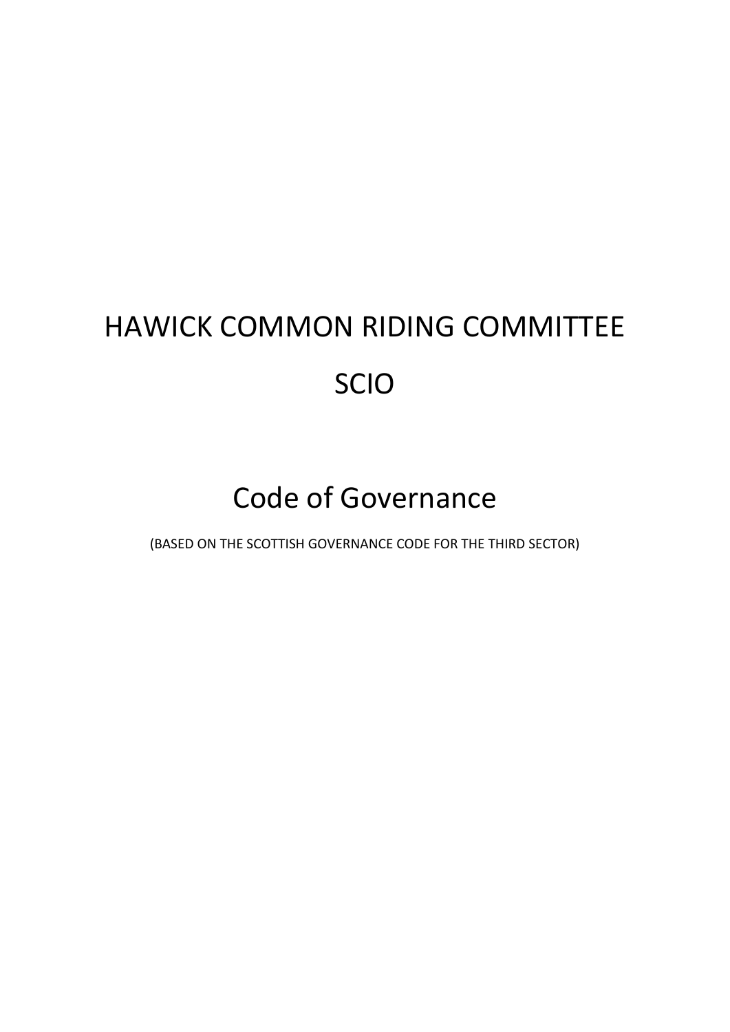# HAWICK COMMON RIDING COMMITTEE

# SCIO

## Code of Governance

(BASED ON THE SCOTTISH GOVERNANCE CODE FOR THE THIRD SECTOR)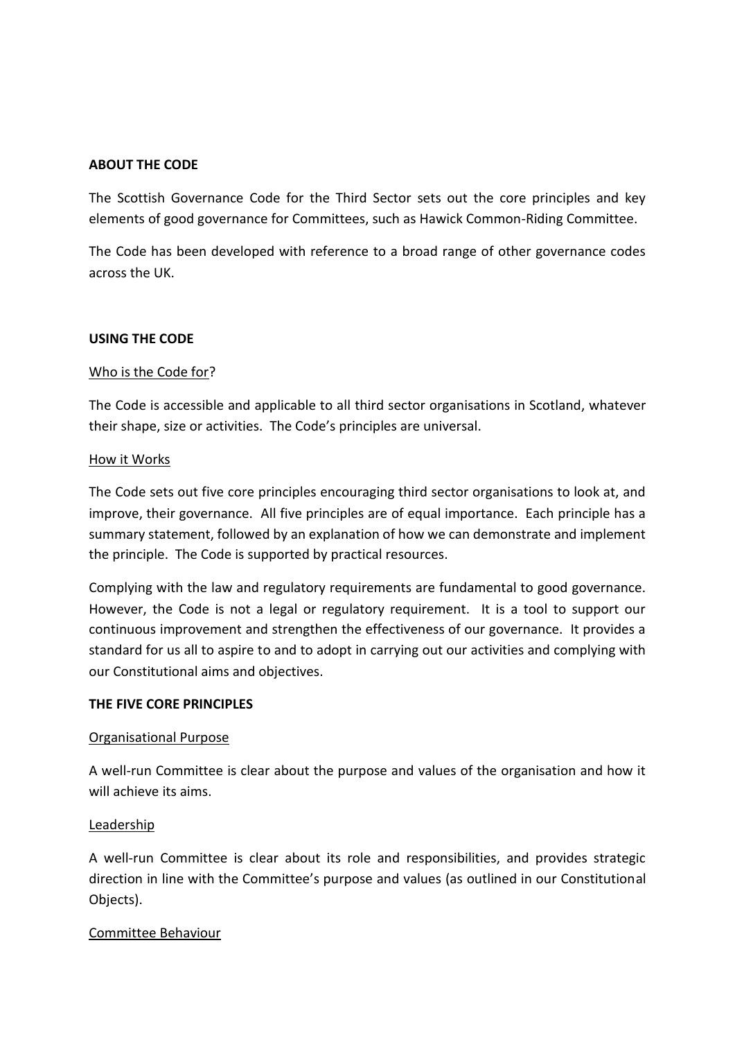**ABOUT THE CODE**

The Scottish Governance Code for the Third Sector sets out the core principles and key elements of good governance for Committees, such as Hawick Common-Riding Committee.

The Code has been developed with reference to a broad range of other governance codes across the UK.

**USING THE CODE**

Who is the Code for?

The Code is accessible and applicable to all third sector organisations in Scotland, whatever their shape, size or activities. The Code's principles are universal.

How it Works

The Code sets out five core principles encouraging third sector organisations to look at, and improve, their governance. All five principles are of equal importance. Each principle has a summary statement, followed by an explanation of how we can demonstrate and implement the principle. The Code is supported by practical resources.

Complying with the law and regulatory requirements are fundamental to good governance. However, the Code is not a legal or regulatory requirement. It is a tool to support our continuous improvement and strengthen the effectiveness of our governance. It provides a standard for us all to aspire to and to adopt in carrying out our activities and complying with our Constitutional aims and objectives.

**THE FIVE CORE PRINCIPLES**

Organisational Purpose

A well-run Committee is clear about the purpose and values of the organisation and how it will achieve its aims.

Leadership

A well-run Committee is clear about its role and responsibilities, and provides strategic direction in line with the Committee's purpose and values (as outlined in our Constitutional Objects).

Committee Behaviour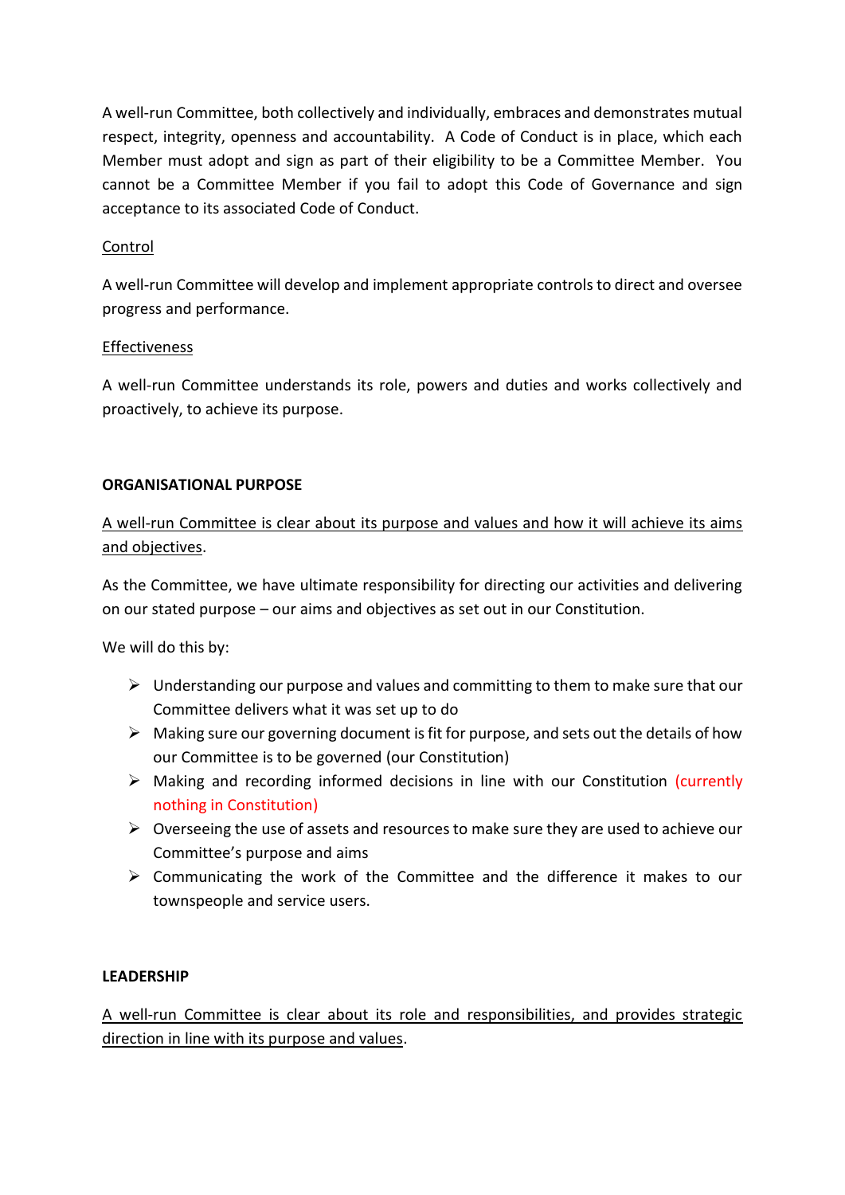A well-run Committee, both collectively and individually, embraces and demonstrates mutual respect, integrity, openness and accountability. A Code of Conduct is in place, which each Member must adopt and sign as part of their eligibility to be a Committee Member. You cannot be a Committee Member if you fail to adopt this Code of Governance and sign acceptance to its associated Code of Conduct.

<u>Control</u>

A well-run Committee will develop and implement appropriate controls to direct and oversee progress and performance.

<u>Effectiveness</u>

A well-run Committee understands its role, powers and duties and works collectively and proactively, to achieve its purpose.

**ORGANISATIONAL PURPOSE**

<u>A well-run Committee is clear about its purpose and values and how it will achieve its aims and objectives</u>.

As the Committee, we have ultimate responsibility for directing our activities and delivering on our stated purpose – our aims and objectives as set out in our Constitution.

We will do this by:

- Understanding our purpose and values and committing to them to make sure that our Committee delivers what it was set up to do
- Making sure our governing document is fit for purpose, and sets out the details of how our Committee is to be governed (our Constitution)
- Making and recording informed decisions in line with our Constitution (currently nothing in Constitution)
- Overseeing the use of assets and resources to make sure they are used to achieve our Committee's purpose and aims
- Communicating the work of the Committee and the difference it makes to our townspeople and service users.

**LEADERSHIP**

<u>A well-run Committee is clear about its role and responsibilities, and provides strategic direction in line with its purpose and values</u>.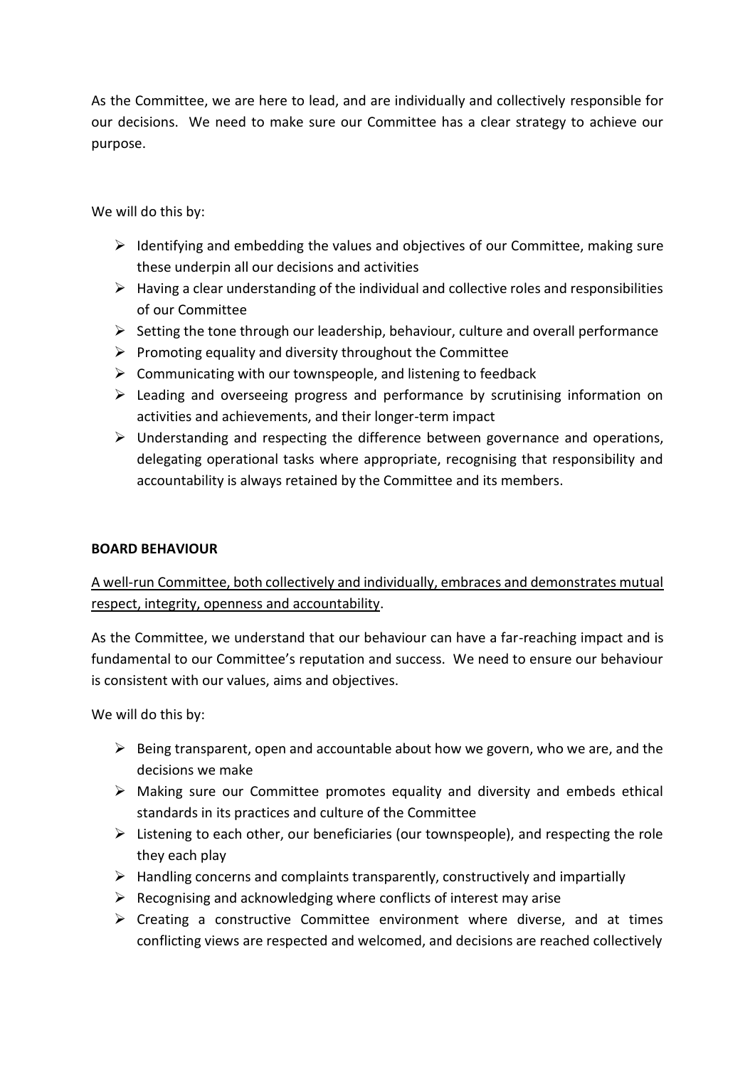As the Committee, we are here to lead, and are individually and collectively responsible for our decisions. We need to make sure our Committee has a clear strategy to achieve our purpose.

We will do this by:

- Identifying and embedding the values and objectives of our Committee, making sure these underpin all our decisions and activities
- Having a clear understanding of the individual and collective roles and responsibilities of our Committee
- Setting the tone through our leadership, behaviour, culture and overall performance
- Promoting equality and diversity throughout the Committee
- Communicating with our townspeople, and listening to feedback
- Leading and overseeing progress and performance by scrutinising information on activities and achievements, and their longer-term impact
- Understanding and respecting the difference between governance and operations, delegating operational tasks where appropriate, recognising that responsibility and accountability is always retained by the Committee and its members.

**BOARD BEHAVIOUR**

<u>A well-run Committee, both collectively and individually, embraces and demonstrates mutual respect, integrity, openness and accountability</u>.

As the Committee, we understand that our behaviour can have a far-reaching impact and is fundamental to our Committee's reputation and success. We need to ensure our behaviour is consistent with our values, aims and objectives.

We will do this by:

- Being transparent, open and accountable about how we govern, who we are, and the decisions we make
- Making sure our Committee promotes equality and diversity and embeds ethical standards in its practices and culture of the Committee
- Listening to each other, our beneficiaries (our townspeople), and respecting the role they each play
- Handling concerns and complaints transparently, constructively and impartially
- Recognising and acknowledging where conflicts of interest may arise
- Creating a constructive Committee environment where diverse, and at times conflicting views are respected and welcomed, and decisions are reached collectively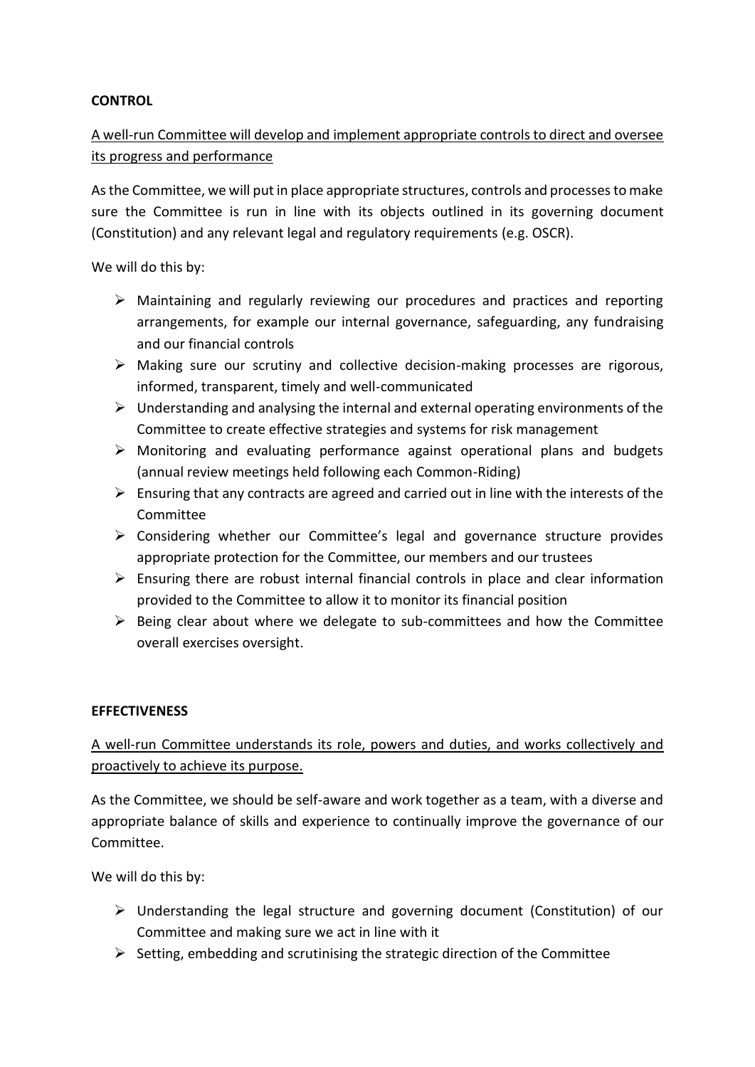**CONTROL**

A well-run Committee will develop and implement appropriate controls to direct and oversee its progress and performance

As the Committee, we will put in place appropriate structures, controls and processes to make sure the Committee is run in line with its objects outlined in its governing document (Constitution) and any relevant legal and regulatory requirements (e.g. OSCR).

We will do this by:

- Maintaining and regularly reviewing our procedures and practices and reporting arrangements, for example our internal governance, safeguarding, any fundraising and our financial controls
- Making sure our scrutiny and collective decision-making processes are rigorous, informed, transparent, timely and well-communicated
- Understanding and analysing the internal and external operating environments of the Committee to create effective strategies and systems for risk management
- Monitoring and evaluating performance against operational plans and budgets (annual review meetings held following each Common-Riding)
- Ensuring that any contracts are agreed and carried out in line with the interests of the Committee
- Considering whether our Committee's legal and governance structure provides appropriate protection for the Committee, our members and our trustees
- Ensuring there are robust internal financial controls in place and clear information provided to the Committee to allow it to monitor its financial position
- Being clear about where we delegate to sub-committees and how the Committee overall exercises oversight.

**EFFECTIVENESS**

A well-run Committee understands its role, powers and duties, and works collectively and proactively to achieve its purpose.

As the Committee, we should be self-aware and work together as a team, with a diverse and appropriate balance of skills and experience to continually improve the governance of our Committee.

We will do this by:

- Understanding the legal structure and governing document (Constitution) of our Committee and making sure we act in line with it
- Setting, embedding and scrutinising the strategic direction of the Committee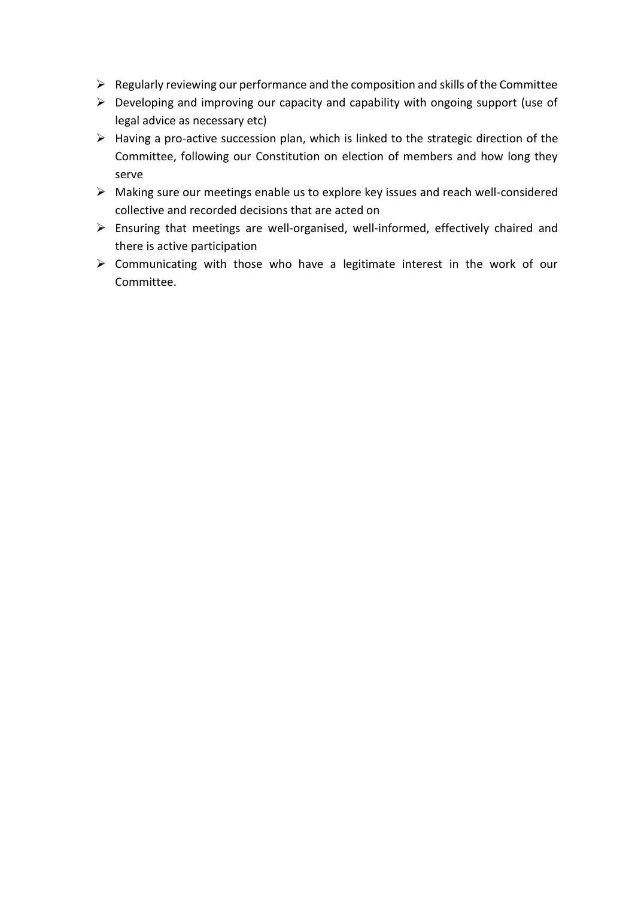- Regularly reviewing our performance and the composition and skills of the Committee
- Developing and improving our capacity and capability with ongoing support (use of legal advice as necessary etc)
- Having a pro-active succession plan, which is linked to the strategic direction of the Committee, following our Constitution on election of members and how long they serve
- Making sure our meetings enable us to explore key issues and reach well-considered collective and recorded decisions that are acted on
- Ensuring that meetings are well-organised, well-informed, effectively chaired and there is active participation
- Communicating with those who have a legitimate interest in the work of our Committee.